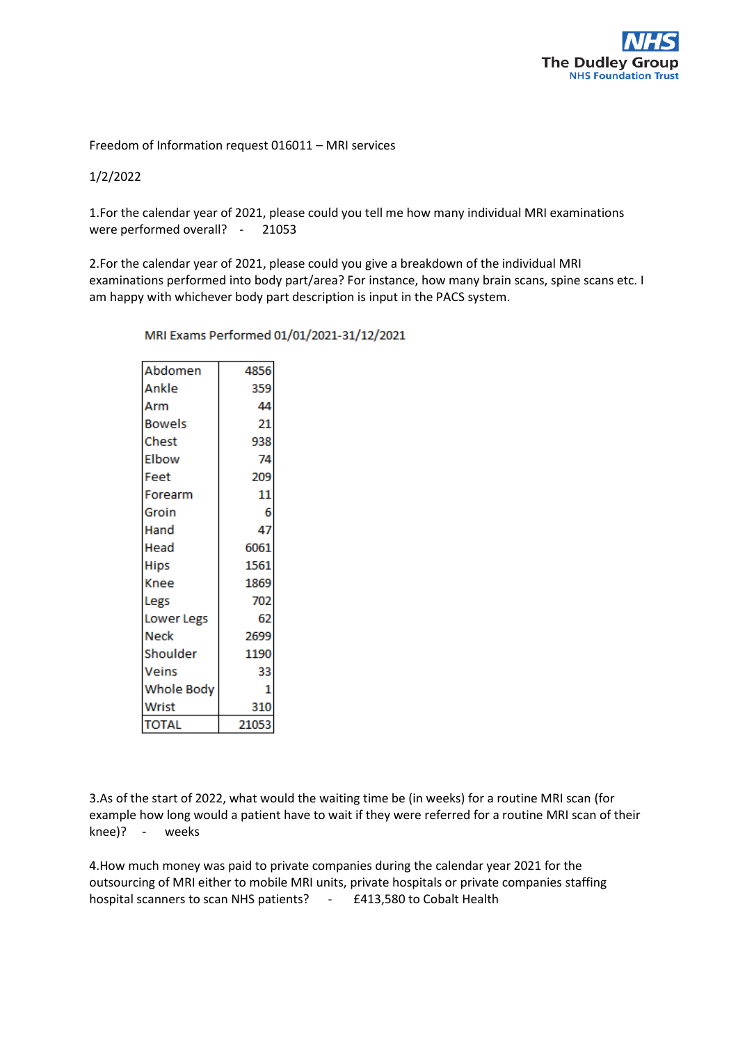Freedom of Information request 016011 – MRI services

1/2/2022

1.For the calendar year of 2021, please could you tell me how many individual MRI examinations were performed overall? - 21053

2.For the calendar year of 2021, please could you give a breakdown of the individual MRI examinations performed into body part/area? For instance, how many brain scans, spine scans etc. I am happy with whichever body part description is input in the PACS system.

MRI Exams Performed 01/01/2021-31/12/2021

| Body part | Exams |
|---|---|
| Abdomen | 4856 |
| Ankle | 359 |
| Arm | 44 |
| Bowels | 21 |
| Chest | 938 |
| Elbow | 74 |
| Feet | 209 |
| Forearm | 11 |
| Groin | 6 |
| Hand | 47 |
| Head | 6061 |
| Hips | 1561 |
| Knee | 1869 |
| Legs | 702 |
| Lower Legs | 62 |
| Neck | 2699 |
| Shoulder | 1190 |
| Veins | 33 |
| Whole Body | 1 |
| Wrist | 310 |
| TOTAL | 21053 |

3.As of the start of 2022, what would the waiting time be (in weeks) for a routine MRI scan (for example how long would a patient have to wait if they were referred for a routine MRI scan of their knee)? - weeks

4.How much money was paid to private companies during the calendar year 2021 for the outsourcing of MRI either to mobile MRI units, private hospitals or private companies staffing hospital scanners to scan NHS patients? - £413,580 to Cobalt Health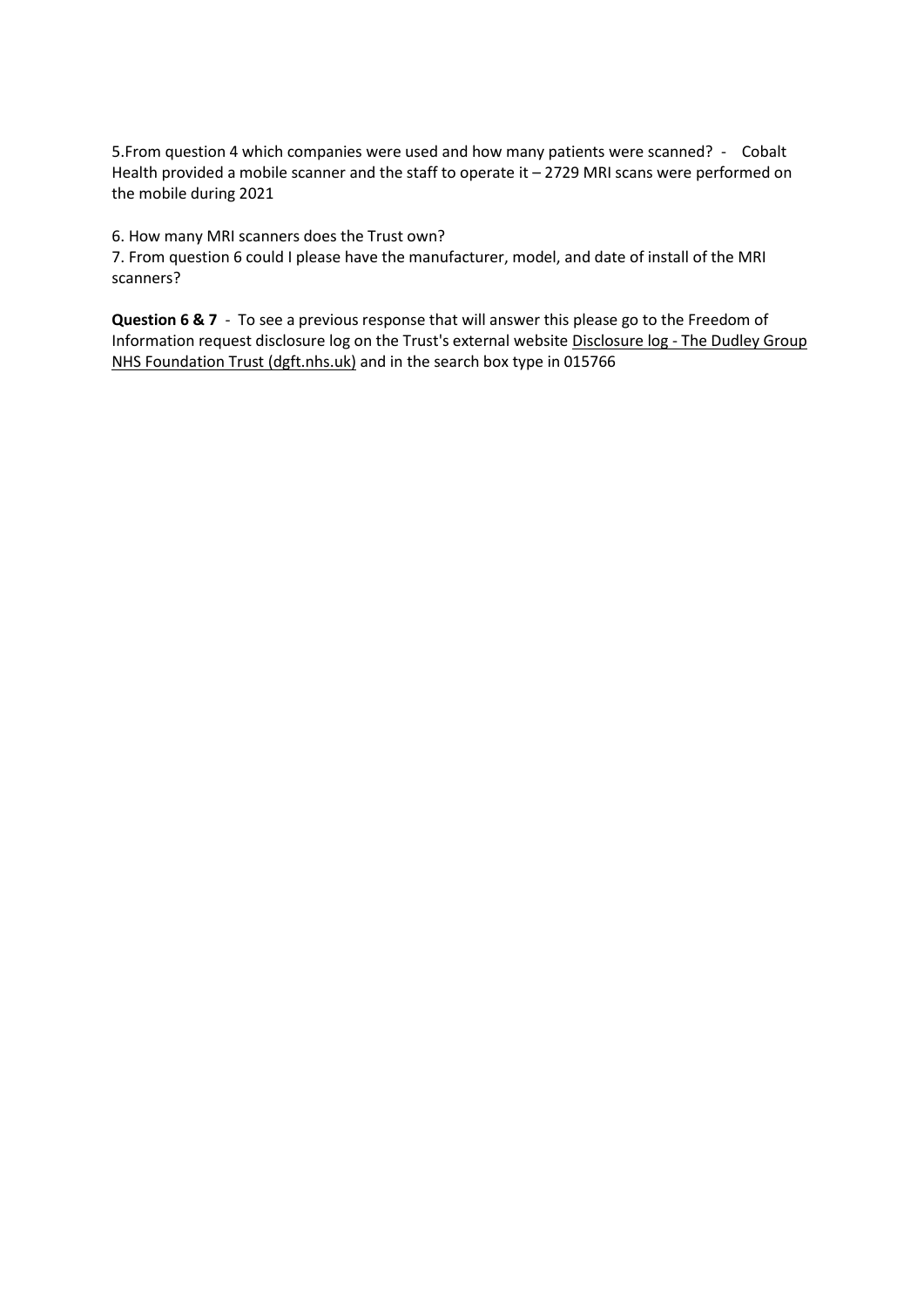5.From question 4 which companies were used and how many patients were scanned? - Cobalt Health provided a mobile scanner and the staff to operate it – 2729 MRI scans were performed on the mobile during 2021

6. How many MRI scanners does the Trust own?
7. From question 6 could I please have the manufacturer, model, and date of install of the MRI scanners?

**Question 6 & 7** - To see a previous response that will answer this please go to the Freedom of Information request disclosure log on the Trust's external website Disclosure log - The Dudley Group NHS Foundation Trust (dgft.nhs.uk) and in the search box type in 015766